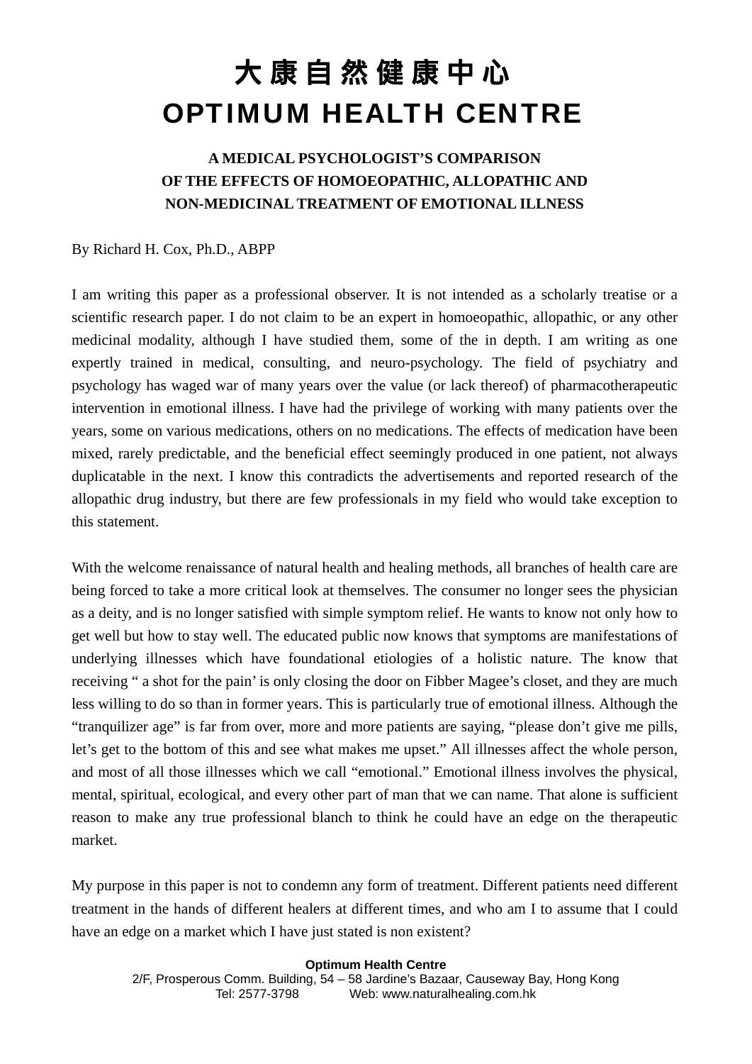# 大 康 自 然 健 康 中 心
# OPTIMUM HEALTH CENTRE

## A MEDICAL PSYCHOLOGIST'S COMPARISON OF THE EFFECTS OF HOMOEOPATHIC, ALLOPATHIC AND NON-MEDICINAL TREATMENT OF EMOTIONAL ILLNESS

By Richard H. Cox, Ph.D., ABPP

I am writing this paper as a professional observer. It is not intended as a scholarly treatise or a scientific research paper. I do not claim to be an expert in homoeopathic, allopathic, or any other medicinal modality, although I have studied them, some of the in depth. I am writing as one expertly trained in medical, consulting, and neuro-psychology. The field of psychiatry and psychology has waged war of many years over the value (or lack thereof) of pharmacotherapeutic intervention in emotional illness. I have had the privilege of working with many patients over the years, some on various medications, others on no medications. The effects of medication have been mixed, rarely predictable, and the beneficial effect seemingly produced in one patient, not always duplicatable in the next. I know this contradicts the advertisements and reported research of the allopathic drug industry, but there are few professionals in my field who would take exception to this statement.

With the welcome renaissance of natural health and healing methods, all branches of health care are being forced to take a more critical look at themselves. The consumer no longer sees the physician as a deity, and is no longer satisfied with simple symptom relief. He wants to know not only how to get well but how to stay well. The educated public now knows that symptoms are manifestations of underlying illnesses which have foundational etiologies of a holistic nature. The know that receiving " a shot for the pain' is only closing the door on Fibber Magee's closet, and they are much less willing to do so than in former years. This is particularly true of emotional illness. Although the "tranquilizer age" is far from over, more and more patients are saying, "please don't give me pills, let's get to the bottom of this and see what makes me upset." All illnesses affect the whole person, and most of all those illnesses which we call "emotional." Emotional illness involves the physical, mental, spiritual, ecological, and every other part of man that we can name. That alone is sufficient reason to make any true professional blanch to think he could have an edge on the therapeutic market.

My purpose in this paper is not to condemn any form of treatment. Different patients need different treatment in the hands of different healers at different times, and who am I to assume that I could have an edge on a market which I have just stated is non existent?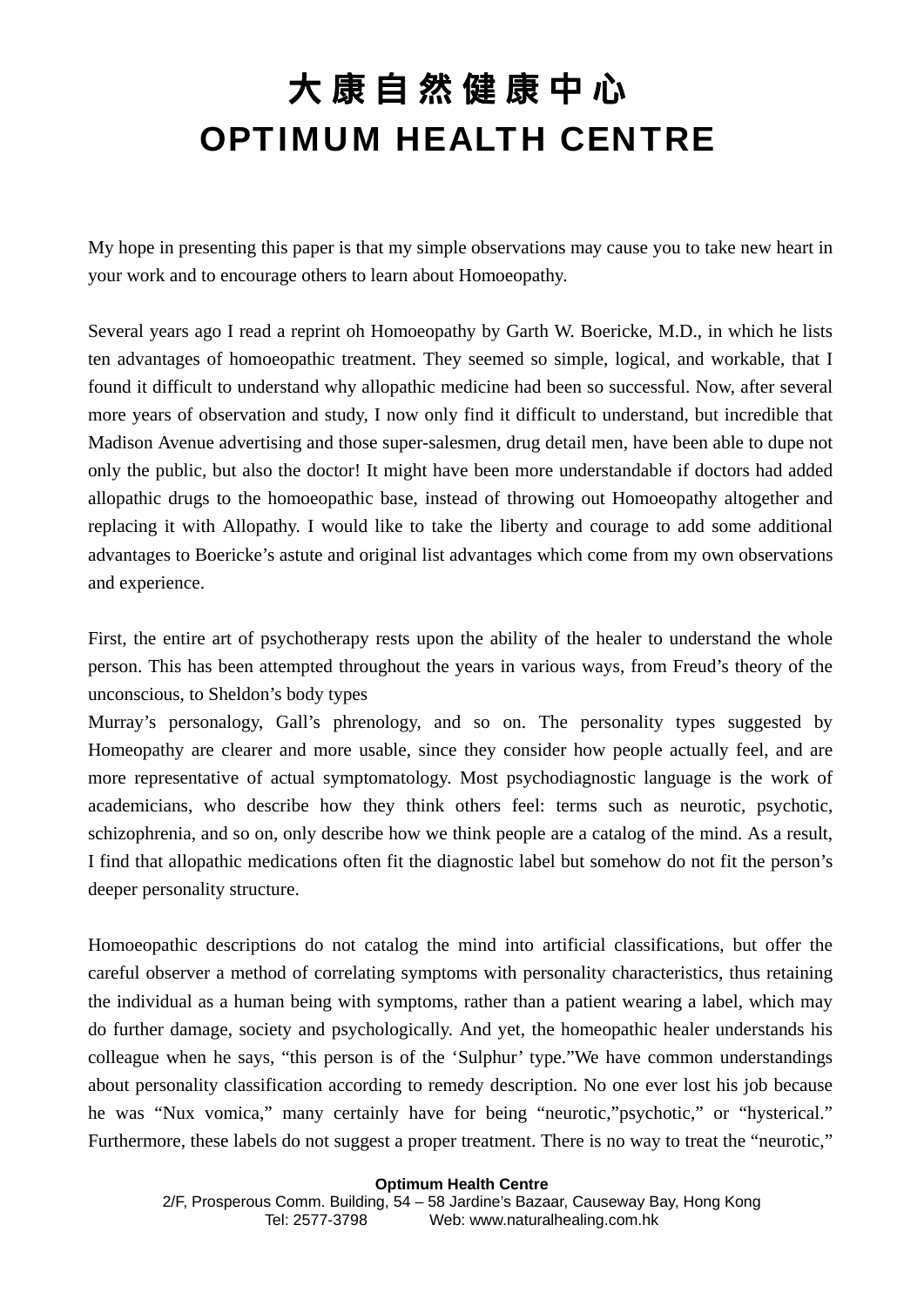My hope in presenting this paper is that my simple observations may cause you to take new heart in your work and to encourage others to learn about Homoeopathy.

Several years ago I read a reprint oh Homoeopathy by Garth W. Boericke, M.D., in which he lists ten advantages of homoeopathic treatment. They seemed so simple, logical, and workable, that I found it difficult to understand why allopathic medicine had been so successful. Now, after several more years of observation and study, I now only find it difficult to understand, but incredible that Madison Avenue advertising and those super-salesmen, drug detail men, have been able to dupe not only the public, but also the doctor! It might have been more understandable if doctors had added allopathic drugs to the homoeopathic base, instead of throwing out Homoeopathy altogether and replacing it with Allopathy. I would like to take the liberty and courage to add some additional advantages to Boericke's astute and original list advantages which come from my own observations and experience.

First, the entire art of psychotherapy rests upon the ability of the healer to understand the whole person. This has been attempted throughout the years in various ways, from Freud's theory of the unconscious, to Sheldon's body types
Murray's personalogy, Gall's phrenology, and so on. The personality types suggested by Homeopathy are clearer and more usable, since they consider how people actually feel, and are more representative of actual symptomatology. Most psychodiagnostic language is the work of academicians, who describe how they think others feel: terms such as neurotic, psychotic, schizophrenia, and so on, only describe how we think people are a catalog of the mind. As a result, I find that allopathic medications often fit the diagnostic label but somehow do not fit the person's deeper personality structure.

Homoeopathic descriptions do not catalog the mind into artificial classifications, but offer the careful observer a method of correlating symptoms with personality characteristics, thus retaining the individual as a human being with symptoms, rather than a patient wearing a label, which may do further damage, society and psychologically. And yet, the homeopathic healer understands his colleague when he says, "this person is of the 'Sulphur' type."We have common understandings about personality classification according to remedy description. No one ever lost his job because he was "Nux vomica," many certainly have for being "neurotic,"psychotic," or "hysterical." Furthermore, these labels do not suggest a proper treatment. There is no way to treat the "neurotic,"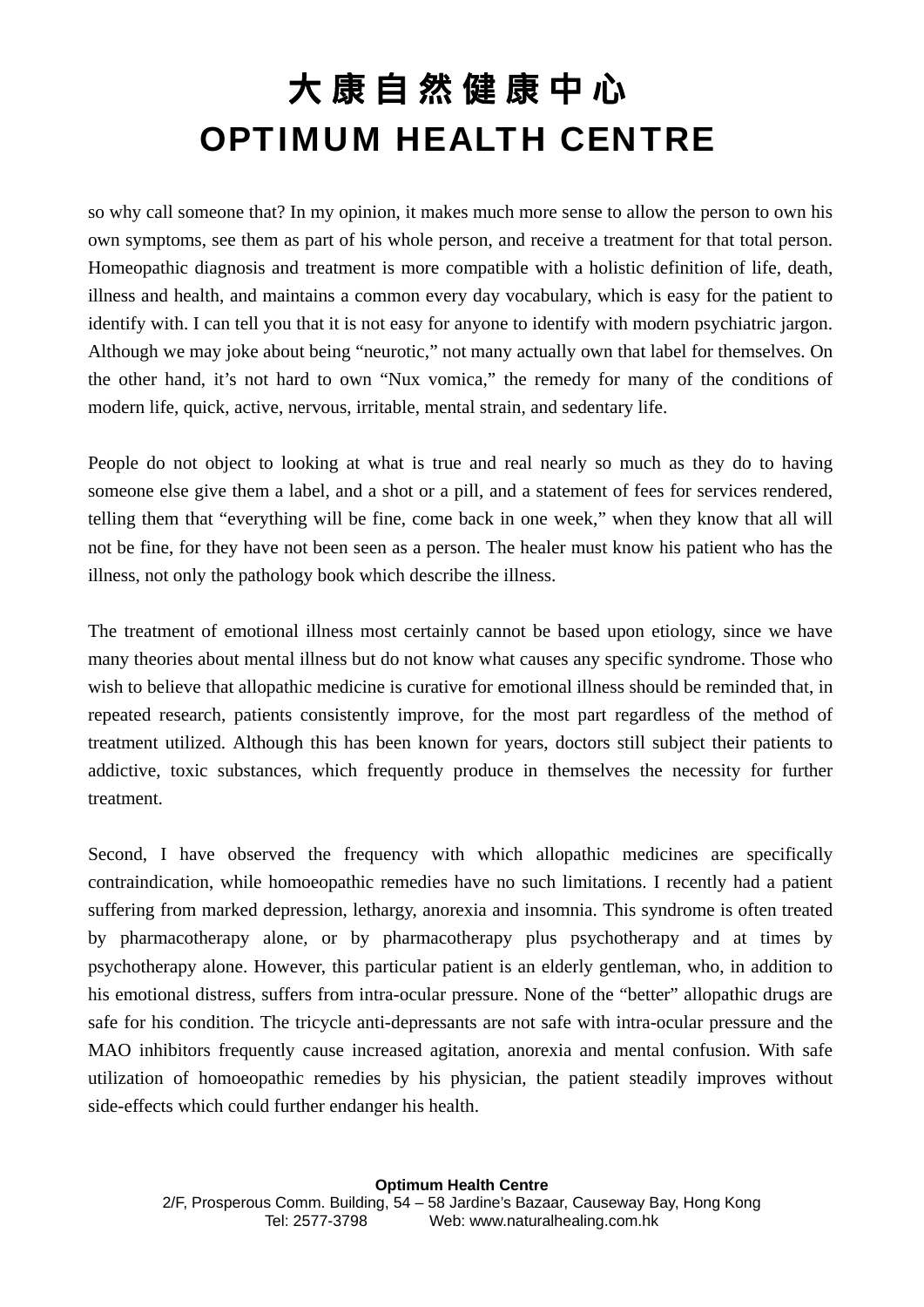so why call someone that? In my opinion, it makes much more sense to allow the person to own his own symptoms, see them as part of his whole person, and receive a treatment for that total person. Homeopathic diagnosis and treatment is more compatible with a holistic definition of life, death, illness and health, and maintains a common every day vocabulary, which is easy for the patient to identify with. I can tell you that it is not easy for anyone to identify with modern psychiatric jargon. Although we may joke about being "neurotic," not many actually own that label for themselves. On the other hand, it's not hard to own "Nux vomica," the remedy for many of the conditions of modern life, quick, active, nervous, irritable, mental strain, and sedentary life.

People do not object to looking at what is true and real nearly so much as they do to having someone else give them a label, and a shot or a pill, and a statement of fees for services rendered, telling them that "everything will be fine, come back in one week," when they know that all will not be fine, for they have not been seen as a person. The healer must know his patient who has the illness, not only the pathology book which describe the illness.

The treatment of emotional illness most certainly cannot be based upon etiology, since we have many theories about mental illness but do not know what causes any specific syndrome. Those who wish to believe that allopathic medicine is curative for emotional illness should be reminded that, in repeated research, patients consistently improve, for the most part regardless of the method of treatment utilized. Although this has been known for years, doctors still subject their patients to addictive, toxic substances, which frequently produce in themselves the necessity for further treatment.

Second, I have observed the frequency with which allopathic medicines are specifically contraindication, while homoeopathic remedies have no such limitations. I recently had a patient suffering from marked depression, lethargy, anorexia and insomnia. This syndrome is often treated by pharmacotherapy alone, or by pharmacotherapy plus psychotherapy and at times by psychotherapy alone. However, this particular patient is an elderly gentleman, who, in addition to his emotional distress, suffers from intra-ocular pressure. None of the "better" allopathic drugs are safe for his condition. The tricycle anti-depressants are not safe with intra-ocular pressure and the MAO inhibitors frequently cause increased agitation, anorexia and mental confusion. With safe utilization of homoeopathic remedies by his physician, the patient steadily improves without side-effects which could further endanger his health.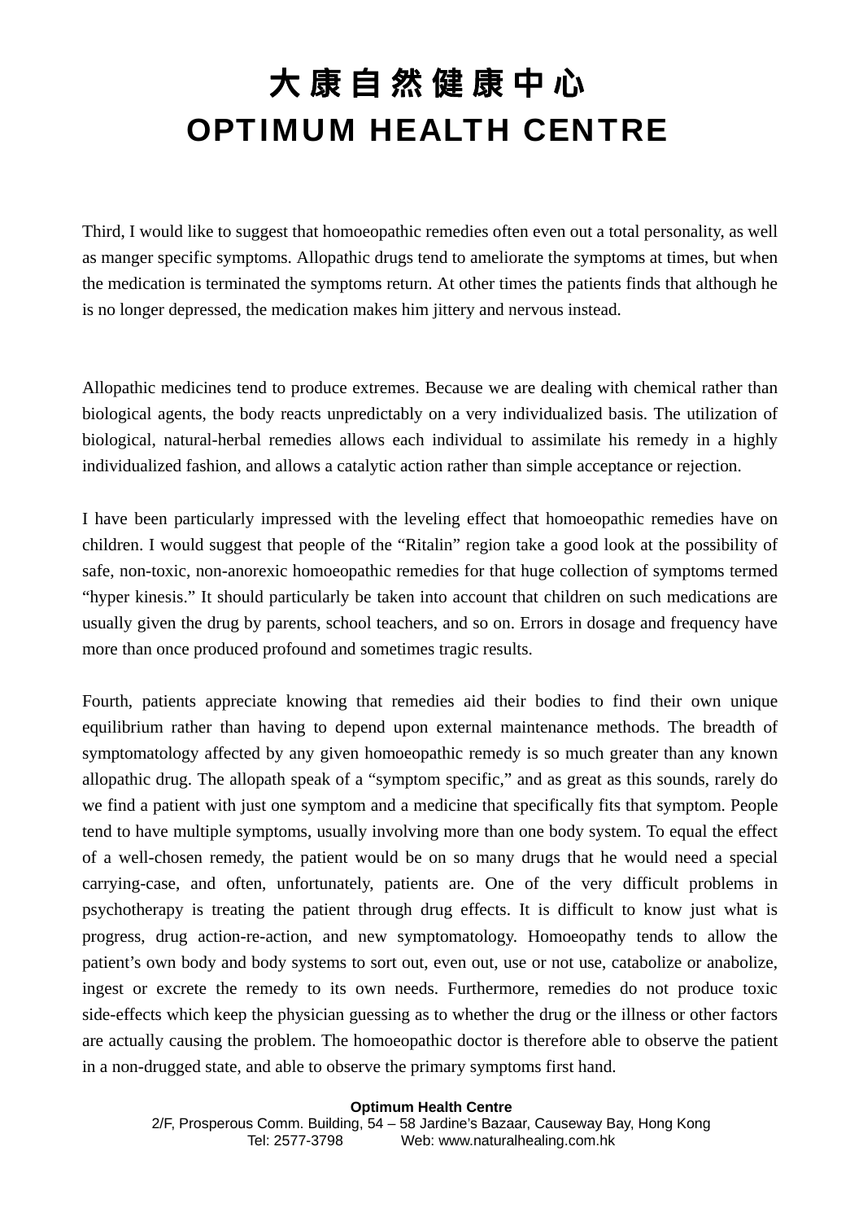Third, I would like to suggest that homoeopathic remedies often even out a total personality, as well as manger specific symptoms. Allopathic drugs tend to ameliorate the symptoms at times, but when the medication is terminated the symptoms return. At other times the patients finds that although he is no longer depressed, the medication makes him jittery and nervous instead.

Allopathic medicines tend to produce extremes. Because we are dealing with chemical rather than biological agents, the body reacts unpredictably on a very individualized basis. The utilization of biological, natural-herbal remedies allows each individual to assimilate his remedy in a highly individualized fashion, and allows a catalytic action rather than simple acceptance or rejection.

I have been particularly impressed with the leveling effect that homoeopathic remedies have on children. I would suggest that people of the "Ritalin" region take a good look at the possibility of safe, non-toxic, non-anorexic homoeopathic remedies for that huge collection of symptoms termed "hyper kinesis." It should particularly be taken into account that children on such medications are usually given the drug by parents, school teachers, and so on. Errors in dosage and frequency have more than once produced profound and sometimes tragic results.

Fourth, patients appreciate knowing that remedies aid their bodies to find their own unique equilibrium rather than having to depend upon external maintenance methods. The breadth of symptomatology affected by any given homoeopathic remedy is so much greater than any known allopathic drug. The allopath speak of a "symptom specific," and as great as this sounds, rarely do we find a patient with just one symptom and a medicine that specifically fits that symptom. People tend to have multiple symptoms, usually involving more than one body system. To equal the effect of a well-chosen remedy, the patient would be on so many drugs that he would need a special carrying-case, and often, unfortunately, patients are. One of the very difficult problems in psychotherapy is treating the patient through drug effects. It is difficult to know just what is progress, drug action-re-action, and new symptomatology. Homoeopathy tends to allow the patient's own body and body systems to sort out, even out, use or not use, catabolize or anabolize, ingest or excrete the remedy to its own needs. Furthermore, remedies do not produce toxic side-effects which keep the physician guessing as to whether the drug or the illness or other factors are actually causing the problem. The homoeopathic doctor is therefore able to observe the patient in a non-drugged state, and able to observe the primary symptoms first hand.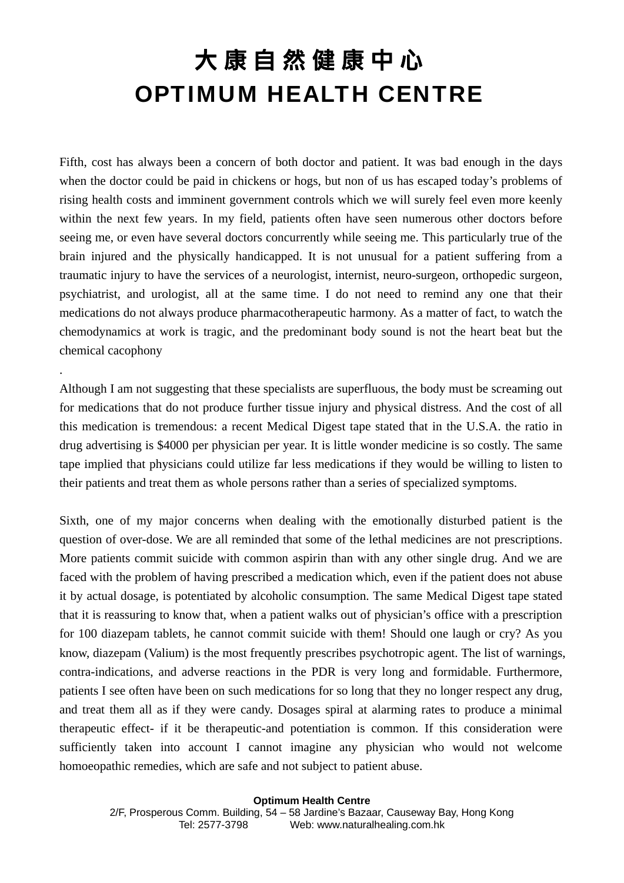Fifth, cost has always been a concern of both doctor and patient. It was bad enough in the days when the doctor could be paid in chickens or hogs, but non of us has escaped today's problems of rising health costs and imminent government controls which we will surely feel even more keenly within the next few years. In my field, patients often have seen numerous other doctors before seeing me, or even have several doctors concurrently while seeing me. This particularly true of the brain injured and the physically handicapped. It is not unusual for a patient suffering from a traumatic injury to have the services of a neurologist, internist, neuro-surgeon, orthopedic surgeon, psychiatrist, and urologist, all at the same time. I do not need to remind any one that their medications do not always produce pharmacotherapeutic harmony. As a matter of fact, to watch the chemodynamics at work is tragic, and the predominant body sound is not the heart beat but the chemical cacophony

.

Although I am not suggesting that these specialists are superfluous, the body must be screaming out for medications that do not produce further tissue injury and physical distress. And the cost of all this medication is tremendous: a recent Medical Digest tape stated that in the U.S.A. the ratio in drug advertising is $4000 per physician per year. It is little wonder medicine is so costly. The same tape implied that physicians could utilize far less medications if they would be willing to listen to their patients and treat them as whole persons rather than a series of specialized symptoms.

Sixth, one of my major concerns when dealing with the emotionally disturbed patient is the question of over-dose. We are all reminded that some of the lethal medicines are not prescriptions. More patients commit suicide with common aspirin than with any other single drug. And we are faced with the problem of having prescribed a medication which, even if the patient does not abuse it by actual dosage, is potentiated by alcoholic consumption. The same Medical Digest tape stated that it is reassuring to know that, when a patient walks out of physician's office with a prescription for 100 diazepam tablets, he cannot commit suicide with them! Should one laugh or cry? As you know, diazepam (Valium) is the most frequently prescribes psychotropic agent. The list of warnings, contra-indications, and adverse reactions in the PDR is very long and formidable. Furthermore, patients I see often have been on such medications for so long that they no longer respect any drug, and treat them all as if they were candy. Dosages spiral at alarming rates to produce a minimal therapeutic effect- if it be therapeutic-and potentiation is common. If this consideration were sufficiently taken into account I cannot imagine any physician who would not welcome homoeopathic remedies, which are safe and not subject to patient abuse.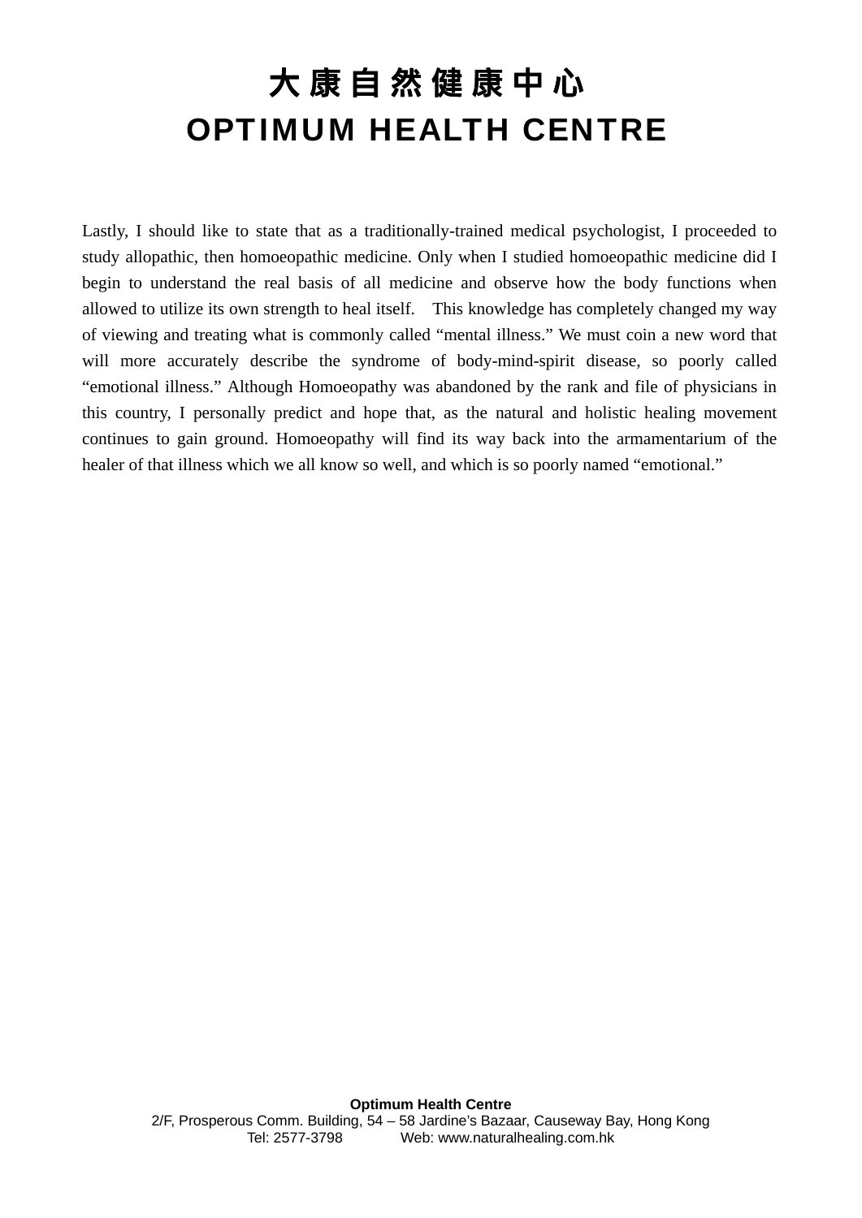Lastly, I should like to state that as a traditionally-trained medical psychologist, I proceeded to study allopathic, then homoeopathic medicine. Only when I studied homoeopathic medicine did I begin to understand the real basis of all medicine and observe how the body functions when allowed to utilize its own strength to heal itself. This knowledge has completely changed my way of viewing and treating what is commonly called "mental illness." We must coin a new word that will more accurately describe the syndrome of body-mind-spirit disease, so poorly called "emotional illness." Although Homoeopathy was abandoned by the rank and file of physicians in this country, I personally predict and hope that, as the natural and holistic healing movement continues to gain ground. Homoeopathy will find its way back into the armamentarium of the healer of that illness which we all know so well, and which is so poorly named "emotional."